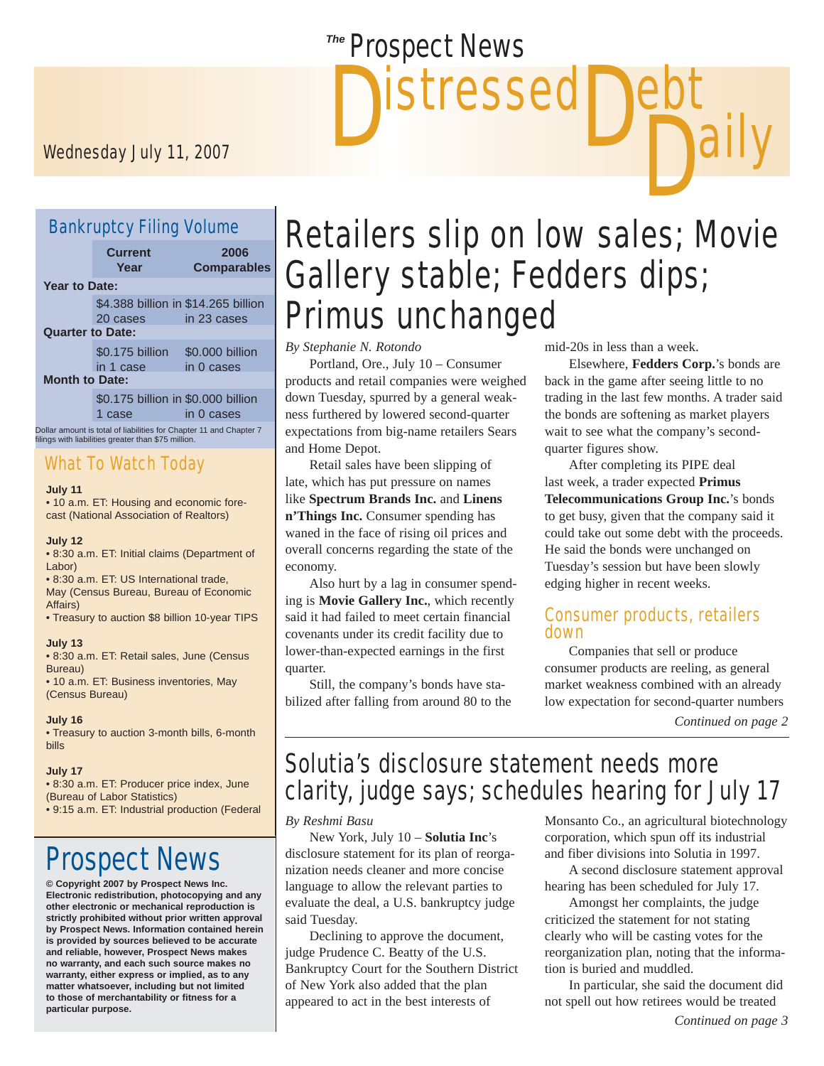# The Prospect News Distressed Debt Daily

Wednesday July 11, 2007

## Bankruptcy Filing Volume

| | Current Year | 2006 Comparables |
|---|---|---|
| **Year to Date:** | | |
| | $4.388 billion in 20 cases | $14.265 billion in 23 cases |
| **Quarter to Date:** | | |
| | $0.175 billion in 1 case | $0.000 billion in 0 cases |
| **Month to Date:** | | |
| | $0.175 billion in 1 case | $0.000 billion in 0 cases |

Dollar amount is total of liabilities for Chapter 11 and Chapter 7 filings with liabilities greater than $75 million.

## What To Watch Today

**July 11**

- 10 a.m. ET: Housing and economic forecast (National Association of Realtors)

**July 12**

- 8:30 a.m. ET: Initial claims (Department of Labor)
- 8:30 a.m. ET: US International trade, May (Census Bureau, Bureau of Economic Affairs)
- Treasury to auction $8 billion 10-year TIPS

**July 13**

- 8:30 a.m. ET: Retail sales, June (Census Bureau)
- 10 a.m. ET: Business inventories, May (Census Bureau)

**July 16**

- Treasury to auction 3-month bills, 6-month bills

**July 17**

- 8:30 a.m. ET: Producer price index, June (Bureau of Labor Statistics)
- 9:15 a.m. ET: Industrial production (Federal

## Prospect News

**© Copyright 2007 by Prospect News Inc. Electronic redistribution, photocopying and any other electronic or mechanical reproduction is strictly prohibited without prior written approval by Prospect News. Information contained herein is provided by sources believed to be accurate and reliable, however, Prospect News makes no warranty, and each such source makes no warranty, either express or implied, as to any matter whatsoever, including but not limited to those of merchantability or fitness for a particular purpose.**

# Retailers slip on low sales; Movie Gallery stable; Fedders dips; Primus unchanged

*By Stephanie N. Rotondo*

Portland, Ore., July 10 – Consumer products and retail companies were weighed down Tuesday, spurred by a general weakness furthered by lowered second-quarter expectations from big-name retailers Sears and Home Depot.

Retail sales have been slipping of late, which has put pressure on names like **Spectrum Brands Inc.** and **Linens n'Things Inc.** Consumer spending has waned in the face of rising oil prices and overall concerns regarding the state of the economy.

Also hurt by a lag in consumer spending is **Movie Gallery Inc.**, which recently said it had failed to meet certain financial covenants under its credit facility due to lower-than-expected earnings in the first quarter.

Still, the company's bonds have stabilized after falling from around 80 to the mid-20s in less than a week.

Elsewhere, **Fedders Corp.**'s bonds are back in the game after seeing little to no trading in the last few months. A trader said the bonds are softening as market players wait to see what the company's second-quarter figures show.

After completing its PIPE deal last week, a trader expected **Primus Telecommunications Group Inc.**'s bonds to get busy, given that the company said it could take out some debt with the proceeds. He said the bonds were unchanged on Tuesday's session but have been slowly edging higher in recent weeks.

### Consumer products, retailers down

Companies that sell or produce consumer products are reeling, as general market weakness combined with an already low expectation for second-quarter numbers

*Continued on page 2*

# Solutia's disclosure statement needs more clarity, judge says; schedules hearing for July 17

*By Reshmi Basu*

New York, July 10 – **Solutia Inc**'s disclosure statement for its plan of reorganization needs cleaner and more concise language to allow the relevant parties to evaluate the deal, a U.S. bankruptcy judge said Tuesday.

Declining to approve the document, judge Prudence C. Beatty of the U.S. Bankruptcy Court for the Southern District of New York also added that the plan appeared to act in the best interests of Monsanto Co., an agricultural biotechnology corporation, which spun off its industrial and fiber divisions into Solutia in 1997.

A second disclosure statement approval hearing has been scheduled for July 17.

Amongst her complaints, the judge criticized the statement for not stating clearly who will be casting votes for the reorganization plan, noting that the information is buried and muddled.

In particular, she said the document did not spell out how retirees would be treated

*Continued on page 3*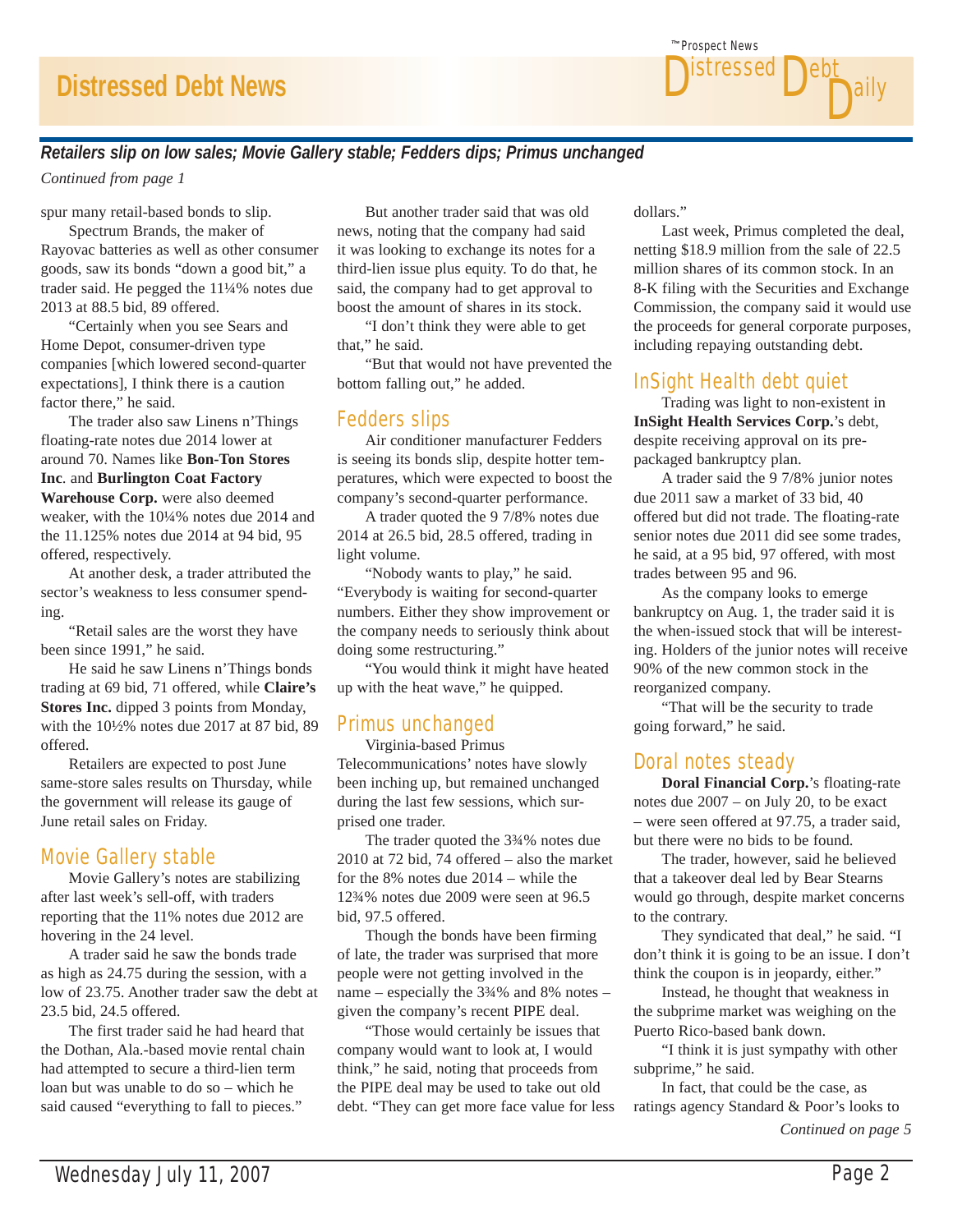## Retailers slip on low sales; Movie Gallery stable; Fedders dips; Primus unchanged

*Continued from page 1*

spur many retail-based bonds to slip.

Spectrum Brands, the maker of Rayovac batteries as well as other consumer goods, saw its bonds "down a good bit," a trader said. He pegged the 11¼% notes due 2013 at 88.5 bid, 89 offered.

"Certainly when you see Sears and Home Depot, consumer-driven type companies [which lowered second-quarter expectations], I think there is a caution factor there," he said.

The trader also saw Linens n'Things floating-rate notes due 2014 lower at around 70. Names like **Bon-Ton Stores Inc**. and **Burlington Coat Factory Warehouse Corp.** were also deemed weaker, with the 10¼% notes due 2014 and the 11.125% notes due 2014 at 94 bid, 95 offered, respectively.

At another desk, a trader attributed the sector's weakness to less consumer spending.

"Retail sales are the worst they have been since 1991," he said.

He said he saw Linens n'Things bonds trading at 69 bid, 71 offered, while **Claire's Stores Inc.** dipped 3 points from Monday, with the 10½% notes due 2017 at 87 bid, 89 offered.

Retailers are expected to post June same-store sales results on Thursday, while the government will release its gauge of June retail sales on Friday.

### Movie Gallery stable

Movie Gallery's notes are stabilizing after last week's sell-off, with traders reporting that the 11% notes due 2012 are hovering in the 24 level.

A trader said he saw the bonds trade as high as 24.75 during the session, with a low of 23.75. Another trader saw the debt at 23.5 bid, 24.5 offered.

The first trader said he had heard that the Dothan, Ala.-based movie rental chain had attempted to secure a third-lien term loan but was unable to do so – which he said caused "everything to fall to pieces."

But another trader said that was old news, noting that the company had said it was looking to exchange its notes for a third-lien issue plus equity. To do that, he said, the company had to get approval to boost the amount of shares in its stock.

"I don't think they were able to get that," he said.

"But that would not have prevented the bottom falling out," he added.

### Fedders slips

Air conditioner manufacturer Fedders is seeing its bonds slip, despite hotter temperatures, which were expected to boost the company's second-quarter performance.

A trader quoted the 9 7/8% notes due 2014 at 26.5 bid, 28.5 offered, trading in light volume.

"Nobody wants to play," he said. "Everybody is waiting for second-quarter numbers. Either they show improvement or the company needs to seriously think about doing some restructuring."

"You would think it might have heated up with the heat wave," he quipped.

### Primus unchanged

Virginia-based Primus Telecommunications' notes have slowly been inching up, but remained unchanged during the last few sessions, which surprised one trader.

The trader quoted the 3¾% notes due 2010 at 72 bid, 74 offered – also the market for the 8% notes due 2014 – while the 12¾% notes due 2009 were seen at 96.5 bid, 97.5 offered.

Though the bonds have been firming of late, the trader was surprised that more people were not getting involved in the name – especially the 3¾% and 8% notes – given the company's recent PIPE deal.

"Those would certainly be issues that company would want to look at, I would think," he said, noting that proceeds from the PIPE deal may be used to take out old debt. "They can get more face value for less dollars."

Last week, Primus completed the deal, netting $18.9 million from the sale of 22.5 million shares of its common stock. In an 8-K filing with the Securities and Exchange Commission, the company said it would use the proceeds for general corporate purposes, including repaying outstanding debt.

### InSight Health debt quiet

Trading was light to non-existent in **InSight Health Services Corp.**'s debt, despite receiving approval on its pre-packaged bankruptcy plan.

A trader said the 9 7/8% junior notes due 2011 saw a market of 33 bid, 40 offered but did not trade. The floating-rate senior notes due 2011 did see some trades, he said, at a 95 bid, 97 offered, with most trades between 95 and 96.

As the company looks to emerge bankruptcy on Aug. 1, the trader said it is the when-issued stock that will be interesting. Holders of the junior notes will receive 90% of the new common stock in the reorganized company.

"That will be the security to trade going forward," he said.

### Doral notes steady

**Doral Financial Corp.**'s floating-rate notes due 2007 – on July 20, to be exact – were seen offered at 97.75, a trader said, but there were no bids to be found.

The trader, however, said he believed that a takeover deal led by Bear Stearns would go through, despite market concerns to the contrary.

They syndicated that deal," he said. "I don't think it is going to be an issue. I don't think the coupon is in jeopardy, either."

Instead, he thought that weakness in the subprime market was weighing on the Puerto Rico-based bank down.

"I think it is just sympathy with other subprime," he said.

In fact, that could be the case, as ratings agency Standard & Poor's looks to

*Continued on page 5*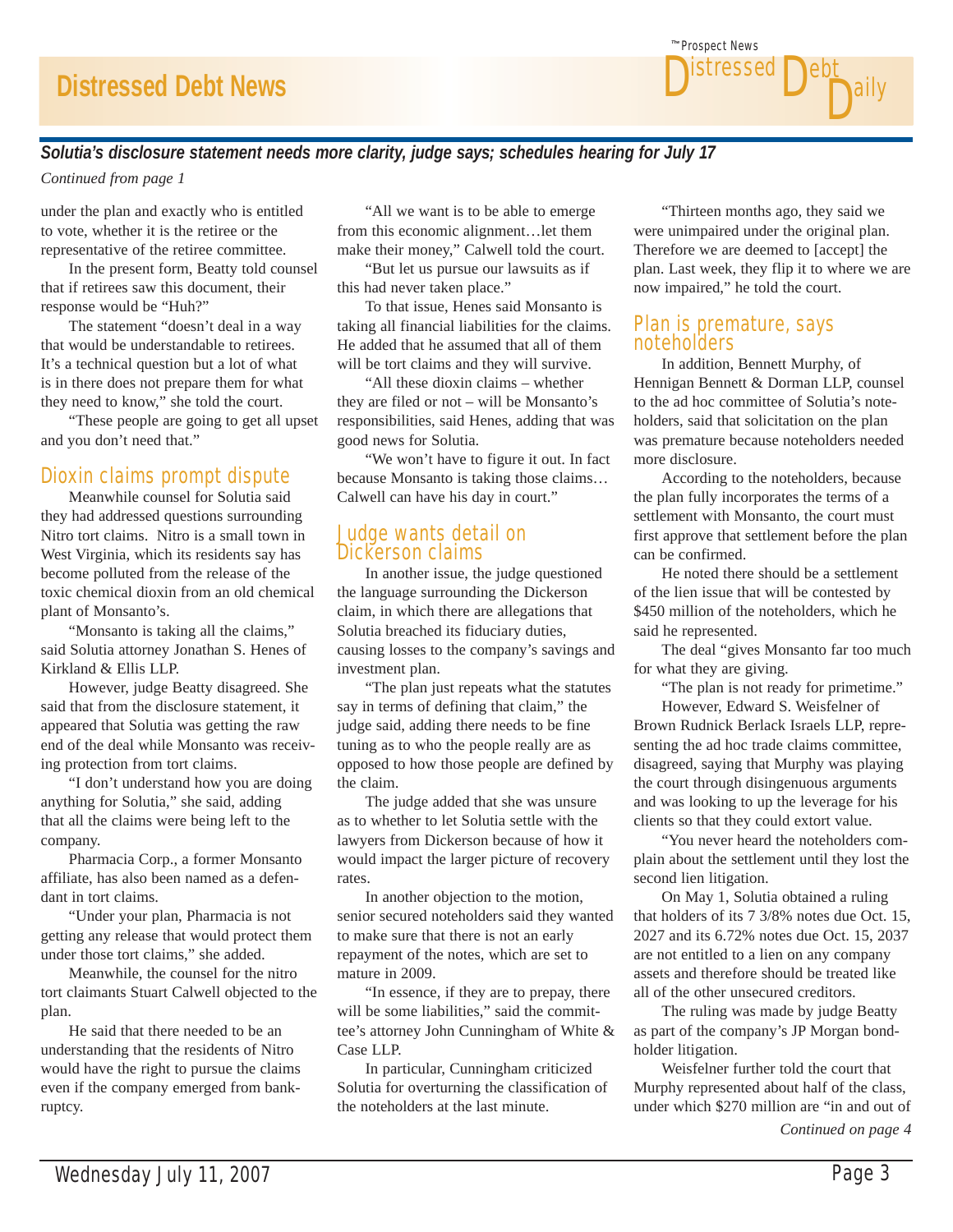## Solutia's disclosure statement needs more clarity, judge says; schedules hearing for July 17

*Continued from page 1*

under the plan and exactly who is entitled to vote, whether it is the retiree or the representative of the retiree committee.

In the present form, Beatty told counsel that if retirees saw this document, their response would be "Huh?"

The statement "doesn't deal in a way that would be understandable to retirees. It's a technical question but a lot of what is in there does not prepare them for what they need to know," she told the court.

"These people are going to get all upset and you don't need that."

### Dioxin claims prompt dispute

Meanwhile counsel for Solutia said they had addressed questions surrounding Nitro tort claims. Nitro is a small town in West Virginia, which its residents say has become polluted from the release of the toxic chemical dioxin from an old chemical plant of Monsanto's.

"Monsanto is taking all the claims," said Solutia attorney Jonathan S. Henes of Kirkland & Ellis LLP.

However, judge Beatty disagreed. She said that from the disclosure statement, it appeared that Solutia was getting the raw end of the deal while Monsanto was receiving protection from tort claims.

"I don't understand how you are doing anything for Solutia," she said, adding that all the claims were being left to the company.

Pharmacia Corp., a former Monsanto affiliate, has also been named as a defendant in tort claims.

"Under your plan, Pharmacia is not getting any release that would protect them under those tort claims," she added.

Meanwhile, the counsel for the nitro tort claimants Stuart Calwell objected to the plan.

He said that there needed to be an understanding that the residents of Nitro would have the right to pursue the claims even if the company emerged from bankruptcy.

"All we want is to be able to emerge from this economic alignment…let them make their money," Calwell told the court.

"But let us pursue our lawsuits as if this had never taken place."

To that issue, Henes said Monsanto is taking all financial liabilities for the claims. He added that he assumed that all of them will be tort claims and they will survive.

"All these dioxin claims – whether they are filed or not – will be Monsanto's responsibilities, said Henes, adding that was good news for Solutia.

"We won't have to figure it out. In fact because Monsanto is taking those claims… Calwell can have his day in court."

### Judge wants detail on Dickerson claims

In another issue, the judge questioned the language surrounding the Dickerson claim, in which there are allegations that Solutia breached its fiduciary duties, causing losses to the company's savings and investment plan.

"The plan just repeats what the statutes say in terms of defining that claim," the judge said, adding there needs to be fine tuning as to who the people really are as opposed to how those people are defined by the claim.

The judge added that she was unsure as to whether to let Solutia settle with the lawyers from Dickerson because of how it would impact the larger picture of recovery rates.

In another objection to the motion, senior secured noteholders said they wanted to make sure that there is not an early repayment of the notes, which are set to mature in 2009.

"In essence, if they are to prepay, there will be some liabilities," said the committee's attorney John Cunningham of White & Case LLP.

In particular, Cunningham criticized Solutia for overturning the classification of the noteholders at the last minute.

"Thirteen months ago, they said we were unimpaired under the original plan. Therefore we are deemed to [accept] the plan. Last week, they flip it to where we are now impaired," he told the court.

### Plan is premature, says noteholders

In addition, Bennett Murphy, of Hennigan Bennett & Dorman LLP, counsel to the ad hoc committee of Solutia's noteholders, said that solicitation on the plan was premature because noteholders needed more disclosure.

According to the noteholders, because the plan fully incorporates the terms of a settlement with Monsanto, the court must first approve that settlement before the plan can be confirmed.

He noted there should be a settlement of the lien issue that will be contested by $450 million of the noteholders, which he said he represented.

The deal "gives Monsanto far too much for what they are giving.

"The plan is not ready for primetime."

However, Edward S. Weisfelner of Brown Rudnick Berlack Israels LLP, representing the ad hoc trade claims committee, disagreed, saying that Murphy was playing the court through disingenuous arguments and was looking to up the leverage for his clients so that they could extort value.

"You never heard the noteholders complain about the settlement until they lost the second lien litigation.

On May 1, Solutia obtained a ruling that holders of its 7 3/8% notes due Oct. 15, 2027 and its 6.72% notes due Oct. 15, 2037 are not entitled to a lien on any company assets and therefore should be treated like all of the other unsecured creditors.

The ruling was made by judge Beatty as part of the company's JP Morgan bondholder litigation.

Weisfelner further told the court that Murphy represented about half of the class, under which $270 million are "in and out of

*Continued on page 4*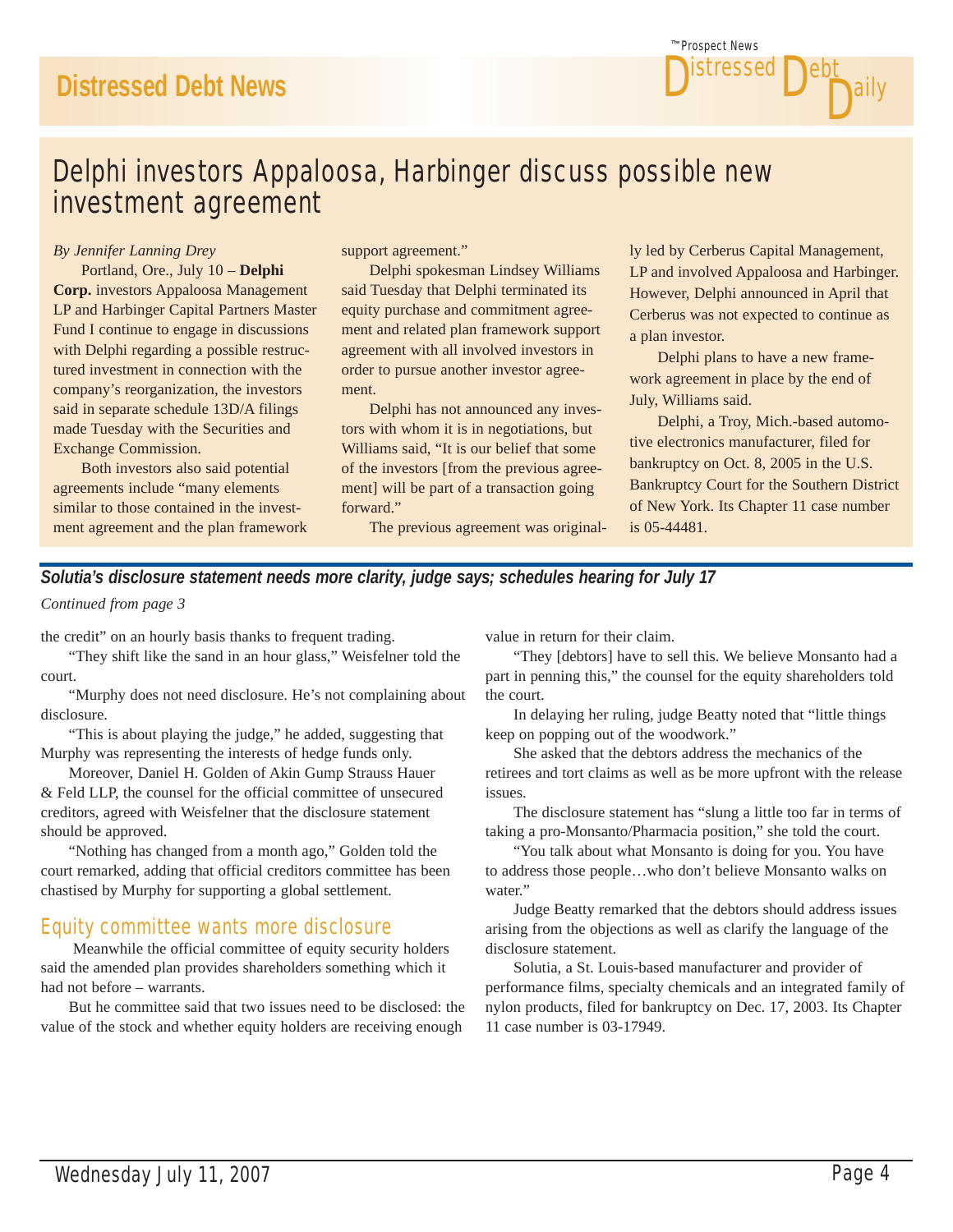# Delphi investors Appaloosa, Harbinger discuss possible new investment agreement

*By Jennifer Lanning Drey*

Portland, Ore., July 10 – **Delphi Corp.** investors Appaloosa Management LP and Harbinger Capital Partners Master Fund I continue to engage in discussions with Delphi regarding a possible restructured investment in connection with the company's reorganization, the investors said in separate schedule 13D/A filings made Tuesday with the Securities and Exchange Commission.

Both investors also said potential agreements include "many elements similar to those contained in the investment agreement and the plan framework support agreement."

Delphi spokesman Lindsey Williams said Tuesday that Delphi terminated its equity purchase and commitment agreement and related plan framework support agreement with all involved investors in order to pursue another investor agreement.

Delphi has not announced any investors with whom it is in negotiations, but Williams said, "It is our belief that some of the investors [from the previous agreement] will be part of a transaction going forward."

The previous agreement was originally led by Cerberus Capital Management, LP and involved Appaloosa and Harbinger. However, Delphi announced in April that Cerberus was not expected to continue as a plan investor.

Delphi plans to have a new framework agreement in place by the end of July, Williams said.

Delphi, a Troy, Mich.-based automotive electronics manufacturer, filed for bankruptcy on Oct. 8, 2005 in the U.S. Bankruptcy Court for the Southern District of New York. Its Chapter 11 case number is 05-44481.

## *Solutia's disclosure statement needs more clarity, judge says; schedules hearing for July 17*

*Continued from page 3*

the credit" on an hourly basis thanks to frequent trading.

"They shift like the sand in an hour glass," Weisfelner told the court.

"Murphy does not need disclosure. He's not complaining about disclosure.

"This is about playing the judge," he added, suggesting that Murphy was representing the interests of hedge funds only.

Moreover, Daniel H. Golden of Akin Gump Strauss Hauer & Feld LLP, the counsel for the official committee of unsecured creditors, agreed with Weisfelner that the disclosure statement should be approved.

"Nothing has changed from a month ago," Golden told the court remarked, adding that official creditors committee has been chastised by Murphy for supporting a global settlement.

### Equity committee wants more disclosure

Meanwhile the official committee of equity security holders said the amended plan provides shareholders something which it had not before – warrants.

But he committee said that two issues need to be disclosed: the value of the stock and whether equity holders are receiving enough value in return for their claim.

"They [debtors] have to sell this. We believe Monsanto had a part in penning this," the counsel for the equity shareholders told the court.

In delaying her ruling, judge Beatty noted that "little things keep on popping out of the woodwork."

She asked that the debtors address the mechanics of the retirees and tort claims as well as be more upfront with the release issues.

The disclosure statement has "slung a little too far in terms of taking a pro-Monsanto/Pharmacia position," she told the court.

"You talk about what Monsanto is doing for you. You have to address those people…who don't believe Monsanto walks on water."

Judge Beatty remarked that the debtors should address issues arising from the objections as well as clarify the language of the disclosure statement.

Solutia, a St. Louis-based manufacturer and provider of performance films, specialty chemicals and an integrated family of nylon products, filed for bankruptcy on Dec. 17, 2003. Its Chapter 11 case number is 03-17949.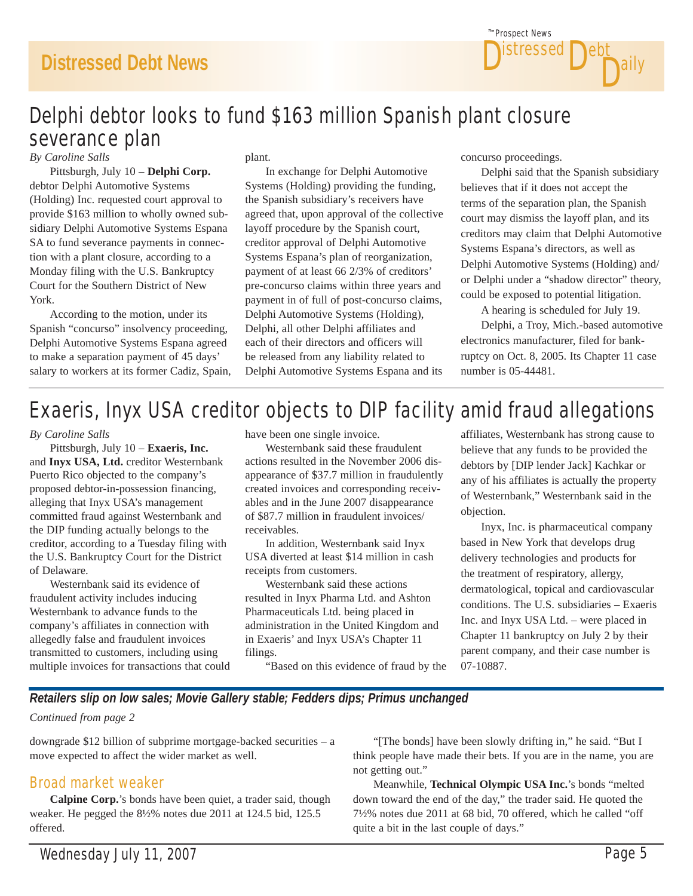## Distressed Debt News

# Delphi debtor looks to fund $163 million Spanish plant closure severance plan

*By Caroline Salls*

Pittsburgh, July 10 – **Delphi Corp.** debtor Delphi Automotive Systems (Holding) Inc. requested court approval to provide $163 million to wholly owned subsidiary Delphi Automotive Systems Espana SA to fund severance payments in connection with a plant closure, according to a Monday filing with the U.S. Bankruptcy Court for the Southern District of New York.

According to the motion, under its Spanish "concurso" insolvency proceeding, Delphi Automotive Systems Espana agreed to make a separation payment of 45 days' salary to workers at its former Cadiz, Spain, plant.

In exchange for Delphi Automotive Systems (Holding) providing the funding, the Spanish subsidiary's receivers have agreed that, upon approval of the collective layoff procedure by the Spanish court, creditor approval of Delphi Automotive Systems Espana's plan of reorganization, payment of at least 66 2/3% of creditors' pre-concurso claims within three years and payment in of full of post-concurso claims, Delphi Automotive Systems (Holding), Delphi, all other Delphi affiliates and each of their directors and officers will be released from any liability related to Delphi Automotive Systems Espana and its concurso proceedings.

Delphi said that the Spanish subsidiary believes that if it does not accept the terms of the separation plan, the Spanish court may dismiss the layoff plan, and its creditors may claim that Delphi Automotive Systems Espana's directors, as well as Delphi Automotive Systems (Holding) and/or Delphi under a "shadow director" theory, could be exposed to potential litigation.

A hearing is scheduled for July 19.

Delphi, a Troy, Mich.-based automotive electronics manufacturer, filed for bankruptcy on Oct. 8, 2005. Its Chapter 11 case number is 05-44481.

# Exaeris, Inyx USA creditor objects to DIP facility amid fraud allegations

*By Caroline Salls*

Pittsburgh, July 10 – **Exaeris, Inc.** and **Inyx USA, Ltd.** creditor Westernbank Puerto Rico objected to the company's proposed debtor-in-possession financing, alleging that Inyx USA's management committed fraud against Westernbank and the DIP funding actually belongs to the creditor, according to a Tuesday filing with the U.S. Bankruptcy Court for the District of Delaware.

Westernbank said its evidence of fraudulent activity includes inducing Westernbank to advance funds to the company's affiliates in connection with allegedly false and fraudulent invoices transmitted to customers, including using multiple invoices for transactions that could have been one single invoice.

Westernbank said these fraudulent actions resulted in the November 2006 disappearance of $37.7 million in fraudulently created invoices and corresponding receivables and in the June 2007 disappearance of $87.7 million in fraudulent invoices/receivables.

In addition, Westernbank said Inyx USA diverted at least $14 million in cash receipts from customers.

Westernbank said these actions resulted in Inyx Pharma Ltd. and Ashton Pharmaceuticals Ltd. being placed in administration in the United Kingdom and in Exaeris' and Inyx USA's Chapter 11 filings.

"Based on this evidence of fraud by the affiliates, Westernbank has strong cause to believe that any funds to be provided the debtors by [DIP lender Jack] Kachkar or any of his affiliates is actually the property of Westernbank," Westernbank said in the objection.

Inyx, Inc. is pharmaceutical company based in New York that develops drug delivery technologies and products for the treatment of respiratory, allergy, dermatological, topical and cardiovascular conditions. The U.S. subsidiaries – Exaeris Inc. and Inyx USA Ltd. – were placed in Chapter 11 bankruptcy on July 2 by their parent company, and their case number is 07-10887.

### *Retailers slip on low sales; Movie Gallery stable; Fedders dips; Primus unchanged*

*Continued from page 2*

downgrade $12 billion of subprime mortgage-backed securities – a move expected to affect the wider market as well.

## Broad market weaker

**Calpine Corp.**'s bonds have been quiet, a trader said, though weaker. He pegged the 8½% notes due 2011 at 124.5 bid, 125.5 offered.

"[The bonds] have been slowly drifting in," he said. "But I think people have made their bets. If you are in the name, you are not getting out."

Meanwhile, **Technical Olympic USA Inc.**'s bonds "melted down toward the end of the day," the trader said. He quoted the 7½% notes due 2011 at 68 bid, 70 offered, which he called "off quite a bit in the last couple of days."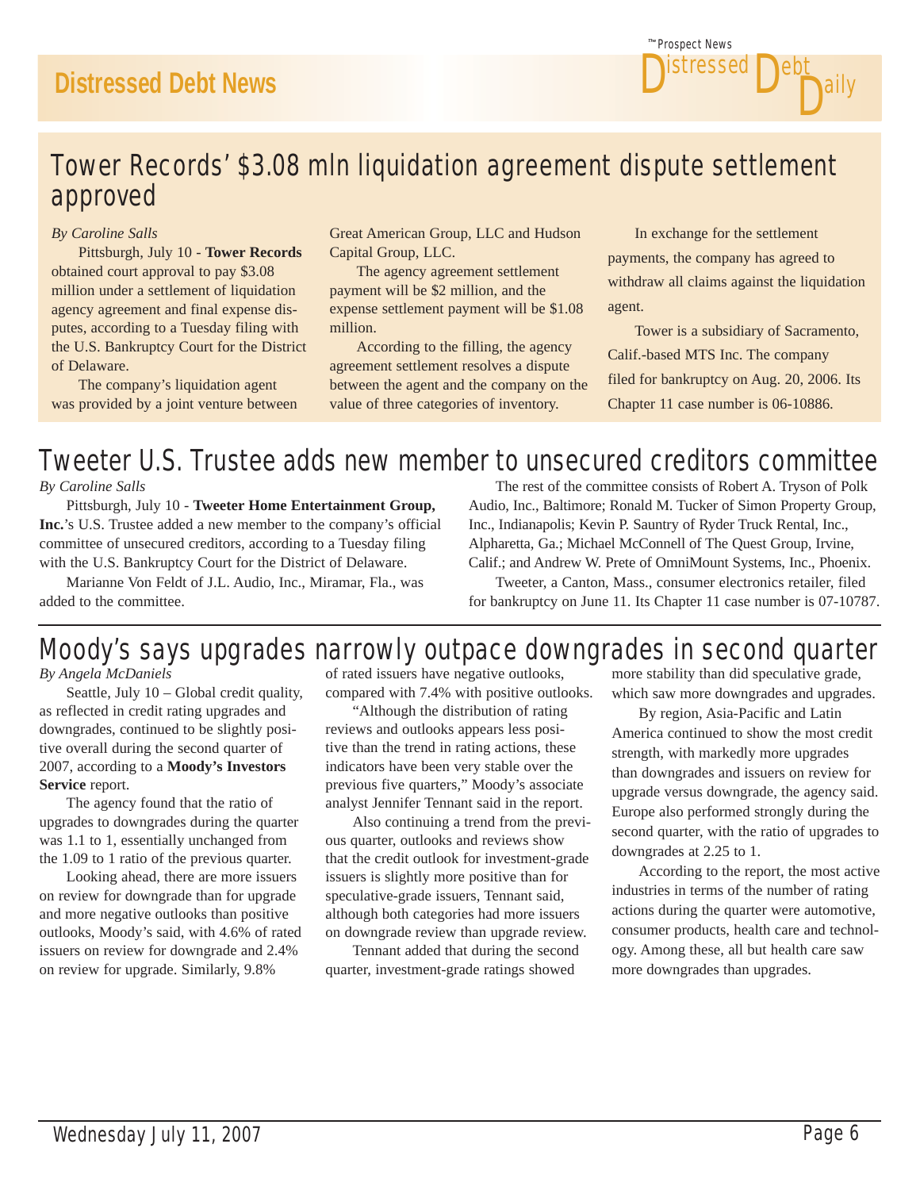# Tower Records' $3.08 mln liquidation agreement dispute settlement approved

*By Caroline Salls*

Pittsburgh, July 10 - **Tower Records** obtained court approval to pay $3.08 million under a settlement of liquidation agency agreement and final expense disputes, according to a Tuesday filing with the U.S. Bankruptcy Court for the District of Delaware.

The company's liquidation agent was provided by a joint venture between Great American Group, LLC and Hudson Capital Group, LLC.

The agency agreement settlement payment will be $2 million, and the expense settlement payment will be $1.08 million.

According to the filling, the agency agreement settlement resolves a dispute between the agent and the company on the value of three categories of inventory.

In exchange for the settlement payments, the company has agreed to withdraw all claims against the liquidation agent.

Tower is a subsidiary of Sacramento, Calif.-based MTS Inc. The company filed for bankruptcy on Aug. 20, 2006. Its Chapter 11 case number is 06-10886.

# Tweeter U.S. Trustee adds new member to unsecured creditors committee

*By Caroline Salls*

Pittsburgh, July 10 - **Tweeter Home Entertainment Group, Inc.**'s U.S. Trustee added a new member to the company's official committee of unsecured creditors, according to a Tuesday filing with the U.S. Bankruptcy Court for the District of Delaware.

Marianne Von Feldt of J.L. Audio, Inc., Miramar, Fla., was added to the committee.

The rest of the committee consists of Robert A. Tryson of Polk Audio, Inc., Baltimore; Ronald M. Tucker of Simon Property Group, Inc., Indianapolis; Kevin P. Sauntry of Ryder Truck Rental, Inc., Alpharetta, Ga.; Michael McConnell of The Quest Group, Irvine, Calif.; and Andrew W. Prete of OmniMount Systems, Inc., Phoenix.

Tweeter, a Canton, Mass., consumer electronics retailer, filed for bankruptcy on June 11. Its Chapter 11 case number is 07-10787.

# Moody's says upgrades narrowly outpace downgrades in second quarter

*By Angela McDaniels*

Seattle, July 10 – Global credit quality, as reflected in credit rating upgrades and downgrades, continued to be slightly positive overall during the second quarter of 2007, according to a **Moody's Investors Service** report.

The agency found that the ratio of upgrades to downgrades during the quarter was 1.1 to 1, essentially unchanged from the 1.09 to 1 ratio of the previous quarter.

Looking ahead, there are more issuers on review for downgrade than for upgrade and more negative outlooks than positive outlooks, Moody's said, with 4.6% of rated issuers on review for downgrade and 2.4% on review for upgrade. Similarly, 9.8% of rated issuers have negative outlooks, compared with 7.4% with positive outlooks.

"Although the distribution of rating reviews and outlooks appears less positive than the trend in rating actions, these indicators have been very stable over the previous five quarters," Moody's associate analyst Jennifer Tennant said in the report.

Also continuing a trend from the previous quarter, outlooks and reviews show that the credit outlook for investment-grade issuers is slightly more positive than for speculative-grade issuers, Tennant said, although both categories had more issuers on downgrade review than upgrade review.

Tennant added that during the second quarter, investment-grade ratings showed more stability than did speculative grade, which saw more downgrades and upgrades.

By region, Asia-Pacific and Latin America continued to show the most credit strength, with markedly more upgrades than downgrades and issuers on review for upgrade versus downgrade, the agency said. Europe also performed strongly during the second quarter, with the ratio of upgrades to downgrades at 2.25 to 1.

According to the report, the most active industries in terms of the number of rating actions during the quarter were automotive, consumer products, health care and technology. Among these, all but health care saw more downgrades than upgrades.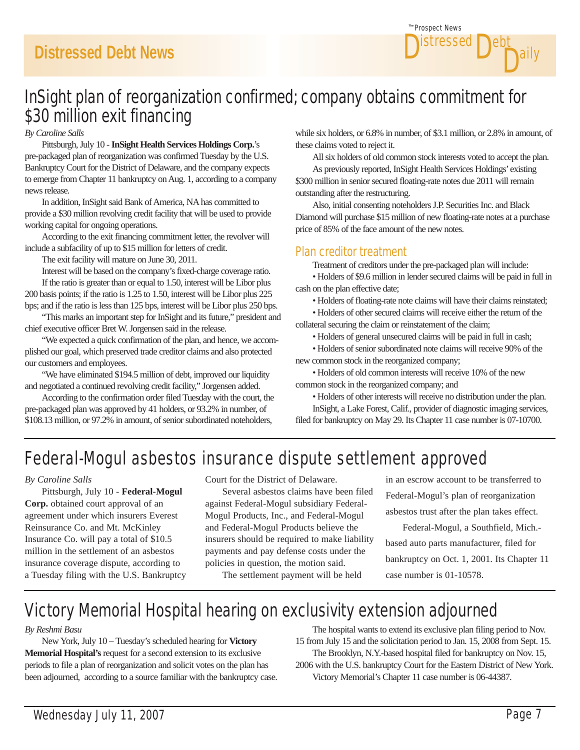# InSight plan of reorganization confirmed; company obtains commitment for $30 million exit financing

*By Caroline Salls*

Pittsburgh, July 10 - **InSight Health Services Holdings Corp.**'s pre-packaged plan of reorganization was confirmed Tuesday by the U.S. Bankruptcy Court for the District of Delaware, and the company expects to emerge from Chapter 11 bankruptcy on Aug. 1, according to a company news release.

In addition, InSight said Bank of America, NA has committed to provide a $30 million revolving credit facility that will be used to provide working capital for ongoing operations.

According to the exit financing commitment letter, the revolver will include a subfacility of up to $15 million for letters of credit.

The exit facility will mature on June 30, 2011.

Interest will be based on the company's fixed-charge coverage ratio.

If the ratio is greater than or equal to 1.50, interest will be Libor plus 200 basis points; if the ratio is 1.25 to 1.50, interest will be Libor plus 225 bps; and if the ratio is less than 125 bps, interest will be Libor plus 250 bps.

"This marks an important step for InSight and its future," president and chief executive officer Bret W. Jorgensen said in the release.

"We expected a quick confirmation of the plan, and hence, we accomplished our goal, which preserved trade creditor claims and also protected our customers and employees.

"We have eliminated $194.5 million of debt, improved our liquidity and negotiated a continued revolving credit facility," Jorgensen added.

According to the confirmation order filed Tuesday with the court, the pre-packaged plan was approved by 41 holders, or 93.2% in number, of $108.13 million, or 97.2% in amount, of senior subordinated noteholders, while six holders, or 6.8% in number, of $3.1 million, or 2.8% in amount, of these claims voted to reject it.

All six holders of old common stock interests voted to accept the plan.

As previously reported, InSight Health Services Holdings' existing $300 million in senior secured floating-rate notes due 2011 will remain outstanding after the restructuring.

Also, initial consenting noteholders J.P. Securities Inc. and Black Diamond will purchase $15 million of new floating-rate notes at a purchase price of 85% of the face amount of the new notes.

## Plan creditor treatment

Treatment of creditors under the pre-packaged plan will include:

- Holders of $9.6 million in lender secured claims will be paid in full in cash on the plan effective date;
- Holders of floating-rate note claims will have their claims reinstated;
- Holders of other secured claims will receive either the return of the collateral securing the claim or reinstatement of the claim;
- Holders of general unsecured claims will be paid in full in cash;
- Holders of senior subordinated note claims will receive 90% of the new common stock in the reorganized company;
- Holders of old common interests will receive 10% of the new common stock in the reorganized company; and
- Holders of other interests will receive no distribution under the plan.

InSight, a Lake Forest, Calif., provider of diagnostic imaging services, filed for bankruptcy on May 29. Its Chapter 11 case number is 07-10700.

# Federal-Mogul asbestos insurance dispute settlement approved

*By Caroline Salls*

Pittsburgh, July 10 - **Federal-Mogul Corp.** obtained court approval of an agreement under which insurers Everest Reinsurance Co. and Mt. McKinley Insurance Co. will pay a total of $10.5 million in the settlement of an asbestos insurance coverage dispute, according to a Tuesday filing with the U.S. Bankruptcy Court for the District of Delaware.

Several asbestos claims have been filed against Federal-Mogul subsidiary Federal-Mogul Products, Inc., and Federal-Mogul and Federal-Mogul Products believe the insurers should be required to make liability payments and pay defense costs under the policies in question, the motion said.

The settlement payment will be held in an escrow account to be transferred to Federal-Mogul's plan of reorganization asbestos trust after the plan takes effect.

Federal-Mogul, a Southfield, Mich.-based auto parts manufacturer, filed for bankruptcy on Oct. 1, 2001. Its Chapter 11 case number is 01-10578.

# Victory Memorial Hospital hearing on exclusivity extension adjourned

*By Reshmi Basu*

New York, July 10 – Tuesday's scheduled hearing for **Victory Memorial Hospital's** request for a second extension to its exclusive periods to file a plan of reorganization and solicit votes on the plan has been adjourned, according to a source familiar with the bankruptcy case.

The hospital wants to extend its exclusive plan filing period to Nov. 15 from July 15 and the solicitation period to Jan. 15, 2008 from Sept. 15.

The Brooklyn, N.Y.-based hospital filed for bankruptcy on Nov. 15, 2006 with the U.S. bankruptcy Court for the Eastern District of New York.

Victory Memorial's Chapter 11 case number is 06-44387.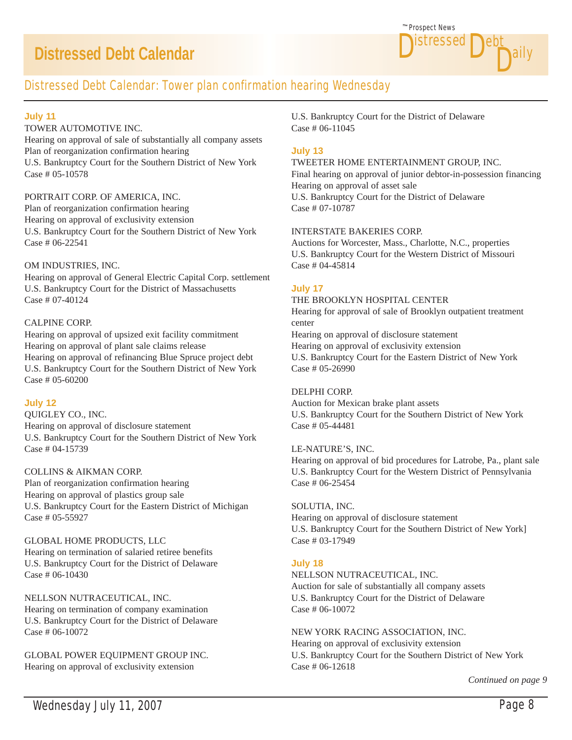# Distressed Debt Calendar

## Distressed Debt Calendar: Tower plan confirmation hearing Wednesday

### July 11

TOWER AUTOMOTIVE INC.
Hearing on approval of sale of substantially all company assets
Plan of reorganization confirmation hearing
U.S. Bankruptcy Court for the Southern District of New York
Case # 05-10578

PORTRAIT CORP. OF AMERICA, INC.
Plan of reorganization confirmation hearing
Hearing on approval of exclusivity extension
U.S. Bankruptcy Court for the Southern District of New York
Case # 06-22541

OM INDUSTRIES, INC.
Hearing on approval of General Electric Capital Corp. settlement
U.S. Bankruptcy Court for the District of Massachusetts
Case # 07-40124

CALPINE CORP.
Hearing on approval of upsized exit facility commitment
Hearing on approval of plant sale claims release
Hearing on approval of refinancing Blue Spruce project debt
U.S. Bankruptcy Court for the Southern District of New York
Case # 05-60200

### July 12

QUIGLEY CO., INC.
Hearing on approval of disclosure statement
U.S. Bankruptcy Court for the Southern District of New York
Case # 04-15739

COLLINS & AIKMAN CORP.
Plan of reorganization confirmation hearing
Hearing on approval of plastics group sale
U.S. Bankruptcy Court for the Eastern District of Michigan
Case # 05-55927

GLOBAL HOME PRODUCTS, LLC
Hearing on termination of salaried retiree benefits
U.S. Bankruptcy Court for the District of Delaware
Case # 06-10430

NELLSON NUTRACEUTICAL, INC.
Hearing on termination of company examination
U.S. Bankruptcy Court for the District of Delaware
Case # 06-10072

GLOBAL POWER EQUIPMENT GROUP INC.
Hearing on approval of exclusivity extension
U.S. Bankruptcy Court for the District of Delaware
Case # 06-11045

### July 13

TWEETER HOME ENTERTAINMENT GROUP, INC.
Final hearing on approval of junior debtor-in-possession financing
Hearing on approval of asset sale
U.S. Bankruptcy Court for the District of Delaware
Case # 07-10787

INTERSTATE BAKERIES CORP.
Auctions for Worcester, Mass., Charlotte, N.C., properties
U.S. Bankruptcy Court for the Western District of Missouri
Case # 04-45814

### July 17

THE BROOKLYN HOSPITAL CENTER
Hearing for approval of sale of Brooklyn outpatient treatment center
Hearing on approval of disclosure statement
Hearing on approval of exclusivity extension
U.S. Bankruptcy Court for the Eastern District of New York
Case # 05-26990

DELPHI CORP.
Auction for Mexican brake plant assets
U.S. Bankruptcy Court for the Southern District of New York
Case # 05-44481

LE-NATURE'S, INC.
Hearing on approval of bid procedures for Latrobe, Pa., plant sale
U.S. Bankruptcy Court for the Western District of Pennsylvania
Case # 06-25454

SOLUTIA, INC.
Hearing on approval of disclosure statement
U.S. Bankruptcy Court for the Southern District of New York]
Case # 03-17949

### July 18

NELLSON NUTRACEUTICAL, INC.
Auction for sale of substantially all company assets
U.S. Bankruptcy Court for the District of Delaware
Case # 06-10072

NEW YORK RACING ASSOCIATION, INC.
Hearing on approval of exclusivity extension
U.S. Bankruptcy Court for the Southern District of New York
Case # 06-12618

*Continued on page 9*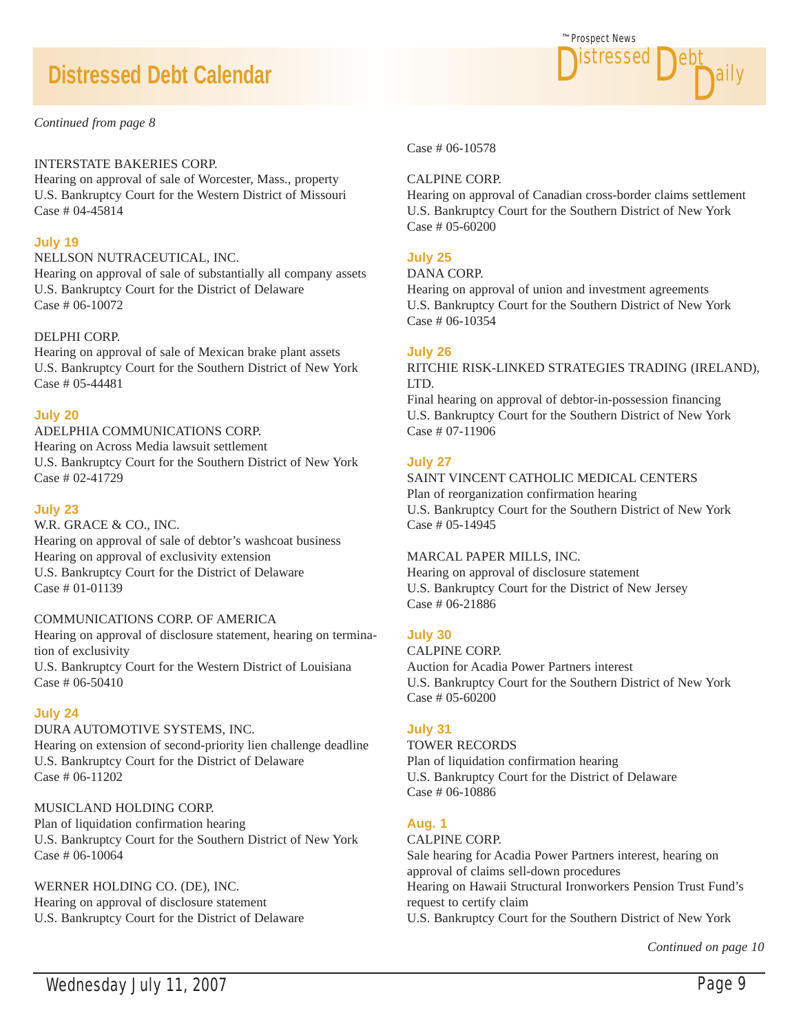# Distressed Debt Calendar

*Continued from page 8*

INTERSTATE BAKERIES CORP.
Hearing on approval of sale of Worcester, Mass., property
U.S. Bankruptcy Court for the Western District of Missouri
Case # 04-45814

### July 19

NELLSON NUTRACEUTICAL, INC.
Hearing on approval of sale of substantially all company assets
U.S. Bankruptcy Court for the District of Delaware
Case # 06-10072

DELPHI CORP.
Hearing on approval of sale of Mexican brake plant assets
U.S. Bankruptcy Court for the Southern District of New York
Case # 05-44481

### July 20

ADELPHIA COMMUNICATIONS CORP.
Hearing on Across Media lawsuit settlement
U.S. Bankruptcy Court for the Southern District of New York
Case # 02-41729

### July 23

W.R. GRACE & CO., INC.
Hearing on approval of sale of debtor's washcoat business
Hearing on approval of exclusivity extension
U.S. Bankruptcy Court for the District of Delaware
Case # 01-01139

COMMUNICATIONS CORP. OF AMERICA
Hearing on approval of disclosure statement, hearing on termination of exclusivity
U.S. Bankruptcy Court for the Western District of Louisiana
Case # 06-50410

### July 24

DURA AUTOMOTIVE SYSTEMS, INC.
Hearing on extension of second-priority lien challenge deadline
U.S. Bankruptcy Court for the District of Delaware
Case # 06-11202

MUSICLAND HOLDING CORP.
Plan of liquidation confirmation hearing
U.S. Bankruptcy Court for the Southern District of New York
Case # 06-10064

WERNER HOLDING CO. (DE), INC.
Hearing on approval of disclosure statement
U.S. Bankruptcy Court for the District of Delaware
Case # 06-10578

CALPINE CORP.
Hearing on approval of Canadian cross-border claims settlement
U.S. Bankruptcy Court for the Southern District of New York
Case # 05-60200

### July 25

DANA CORP.
Hearing on approval of union and investment agreements
U.S. Bankruptcy Court for the Southern District of New York
Case # 06-10354

### July 26

RITCHIE RISK-LINKED STRATEGIES TRADING (IRELAND), LTD.
Final hearing on approval of debtor-in-possession financing
U.S. Bankruptcy Court for the Southern District of New York
Case # 07-11906

### July 27

SAINT VINCENT CATHOLIC MEDICAL CENTERS
Plan of reorganization confirmation hearing
U.S. Bankruptcy Court for the Southern District of New York
Case # 05-14945

MARCAL PAPER MILLS, INC.
Hearing on approval of disclosure statement
U.S. Bankruptcy Court for the District of New Jersey
Case # 06-21886

### July 30

CALPINE CORP.
Auction for Acadia Power Partners interest
U.S. Bankruptcy Court for the Southern District of New York
Case # 05-60200

### July 31

TOWER RECORDS
Plan of liquidation confirmation hearing
U.S. Bankruptcy Court for the District of Delaware
Case # 06-10886

### Aug. 1

CALPINE CORP.
Sale hearing for Acadia Power Partners interest, hearing on approval of claims sell-down procedures
Hearing on Hawaii Structural Ironworkers Pension Trust Fund's request to certify claim
U.S. Bankruptcy Court for the Southern District of New York

*Continued on page 10*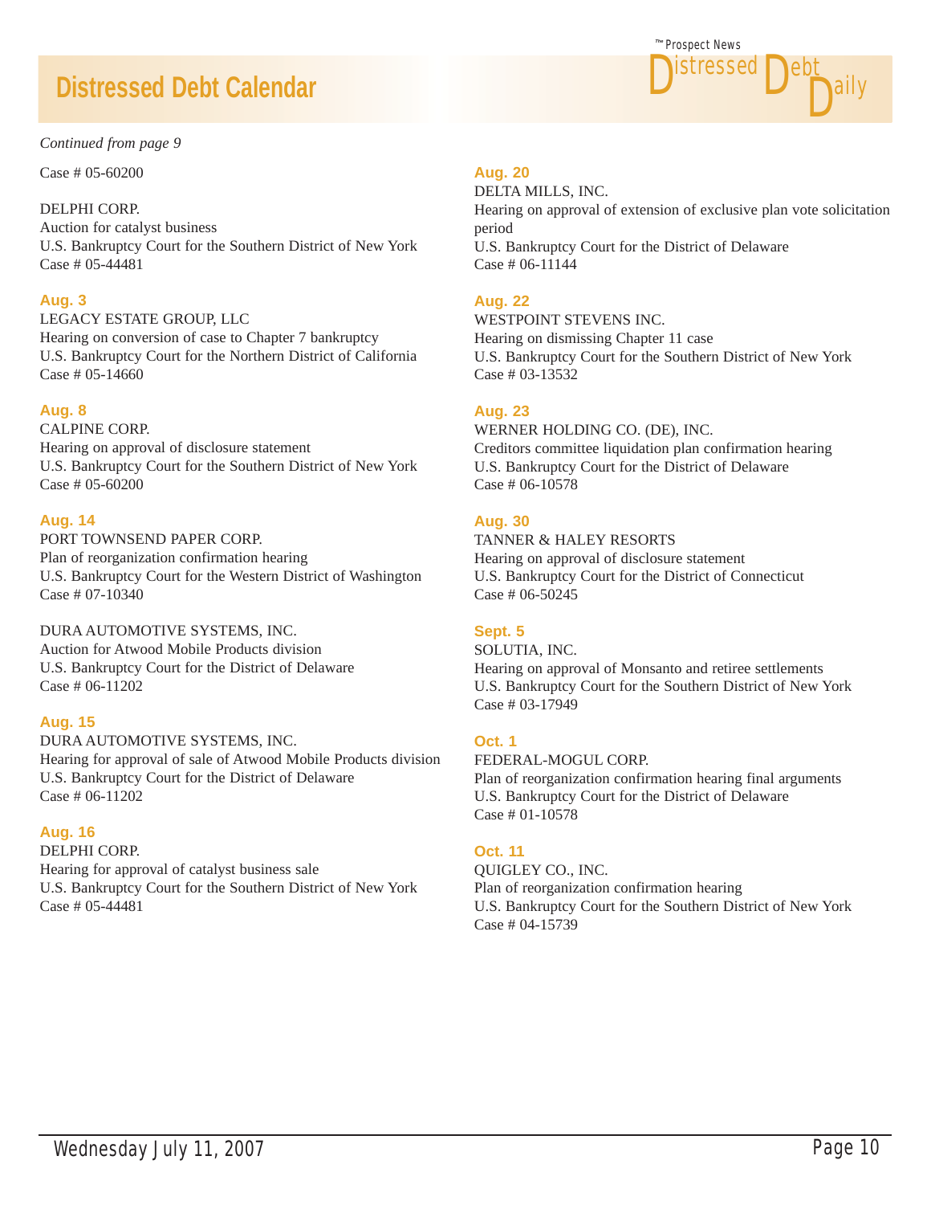# Distressed Debt Calendar

*Continued from page 9*

Case # 05-60200

DELPHI CORP.
Auction for catalyst business
U.S. Bankruptcy Court for the Southern District of New York
Case # 05-44481

**Aug. 3**

LEGACY ESTATE GROUP, LLC
Hearing on conversion of case to Chapter 7 bankruptcy
U.S. Bankruptcy Court for the Northern District of California
Case # 05-14660

**Aug. 8**

CALPINE CORP.
Hearing on approval of disclosure statement
U.S. Bankruptcy Court for the Southern District of New York
Case # 05-60200

**Aug. 14**

PORT TOWNSEND PAPER CORP.
Plan of reorganization confirmation hearing
U.S. Bankruptcy Court for the Western District of Washington
Case # 07-10340

DURA AUTOMOTIVE SYSTEMS, INC.
Auction for Atwood Mobile Products division
U.S. Bankruptcy Court for the District of Delaware
Case # 06-11202

**Aug. 15**

DURA AUTOMOTIVE SYSTEMS, INC.
Hearing for approval of sale of Atwood Mobile Products division
U.S. Bankruptcy Court for the District of Delaware
Case # 06-11202

**Aug. 16**

DELPHI CORP.
Hearing for approval of catalyst business sale
U.S. Bankruptcy Court for the Southern District of New York
Case # 05-44481

**Aug. 20**

DELTA MILLS, INC.
Hearing on approval of extension of exclusive plan vote solicitation period
U.S. Bankruptcy Court for the District of Delaware
Case # 06-11144

**Aug. 22**

WESTPOINT STEVENS INC.
Hearing on dismissing Chapter 11 case
U.S. Bankruptcy Court for the Southern District of New York
Case # 03-13532

**Aug. 23**

WERNER HOLDING CO. (DE), INC.
Creditors committee liquidation plan confirmation hearing
U.S. Bankruptcy Court for the District of Delaware
Case # 06-10578

**Aug. 30**

TANNER & HALEY RESORTS
Hearing on approval of disclosure statement
U.S. Bankruptcy Court for the District of Connecticut
Case # 06-50245

**Sept. 5**

SOLUTIA, INC.
Hearing on approval of Monsanto and retiree settlements
U.S. Bankruptcy Court for the Southern District of New York
Case # 03-17949

**Oct. 1**

FEDERAL-MOGUL CORP.
Plan of reorganization confirmation hearing final arguments
U.S. Bankruptcy Court for the District of Delaware
Case # 01-10578

**Oct. 11**

QUIGLEY CO., INC.
Plan of reorganization confirmation hearing
U.S. Bankruptcy Court for the Southern District of New York
Case # 04-15739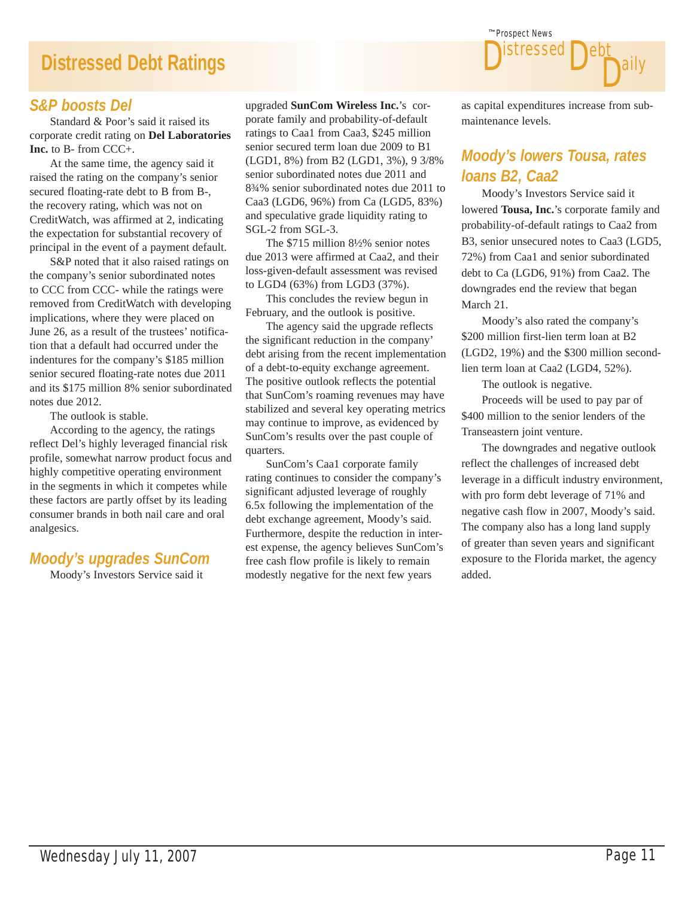# Distressed Debt Ratings

## *S&P boosts Del*

Standard & Poor's said it raised its corporate credit rating on **Del Laboratories Inc.** to B- from CCC+.

At the same time, the agency said it raised the rating on the company's senior secured floating-rate debt to B from B-, the recovery rating, which was not on CreditWatch, was affirmed at 2, indicating the expectation for substantial recovery of principal in the event of a payment default.

S&P noted that it also raised ratings on the company's senior subordinated notes to CCC from CCC- while the ratings were removed from CreditWatch with developing implications, where they were placed on June 26, as a result of the trustees' notification that a default had occurred under the indentures for the company's $185 million senior secured floating-rate notes due 2011 and its $175 million 8% senior subordinated notes due 2012.

The outlook is stable.

According to the agency, the ratings reflect Del's highly leveraged financial risk profile, somewhat narrow product focus and highly competitive operating environment in the segments in which it competes while these factors are partly offset by its leading consumer brands in both nail care and oral analgesics.

## *Moody's upgrades SunCom*

Moody's Investors Service said it upgraded **SunCom Wireless Inc.**'s corporate family and probability-of-default ratings to Caa1 from Caa3, $245 million senior secured term loan due 2009 to B1 (LGD1, 8%) from B2 (LGD1, 3%), 9 3/8% senior subordinated notes due 2011 and 8¾% senior subordinated notes due 2011 to Caa3 (LGD6, 96%) from Ca (LGD5, 83%) and speculative grade liquidity rating to SGL-2 from SGL-3.

The $715 million 8½% senior notes due 2013 were affirmed at Caa2, and their loss-given-default assessment was revised to LGD4 (63%) from LGD3 (37%).

This concludes the review begun in February, and the outlook is positive.

The agency said the upgrade reflects the significant reduction in the company' debt arising from the recent implementation of a debt-to-equity exchange agreement. The positive outlook reflects the potential that SunCom's roaming revenues may have stabilized and several key operating metrics may continue to improve, as evidenced by SunCom's results over the past couple of quarters.

SunCom's Caa1 corporate family rating continues to consider the company's significant adjusted leverage of roughly 6.5x following the implementation of the debt exchange agreement, Moody's said. Furthermore, despite the reduction in interest expense, the agency believes SunCom's free cash flow profile is likely to remain modestly negative for the next few years as capital expenditures increase from sub-maintenance levels.

## *Moody's lowers Tousa, rates loans B2, Caa2*

Moody's Investors Service said it lowered **Tousa, Inc.**'s corporate family and probability-of-default ratings to Caa2 from B3, senior unsecured notes to Caa3 (LGD5, 72%) from Caa1 and senior subordinated debt to Ca (LGD6, 91%) from Caa2. The downgrades end the review that began March 21.

Moody's also rated the company's $200 million first-lien term loan at B2 (LGD2, 19%) and the $300 million second-lien term loan at Caa2 (LGD4, 52%).

The outlook is negative.

Proceeds will be used to pay par of $400 million to the senior lenders of the Transeastern joint venture.

The downgrades and negative outlook reflect the challenges of increased debt leverage in a difficult industry environment, with pro form debt leverage of 71% and negative cash flow in 2007, Moody's said. The company also has a long land supply of greater than seven years and significant exposure to the Florida market, the agency added.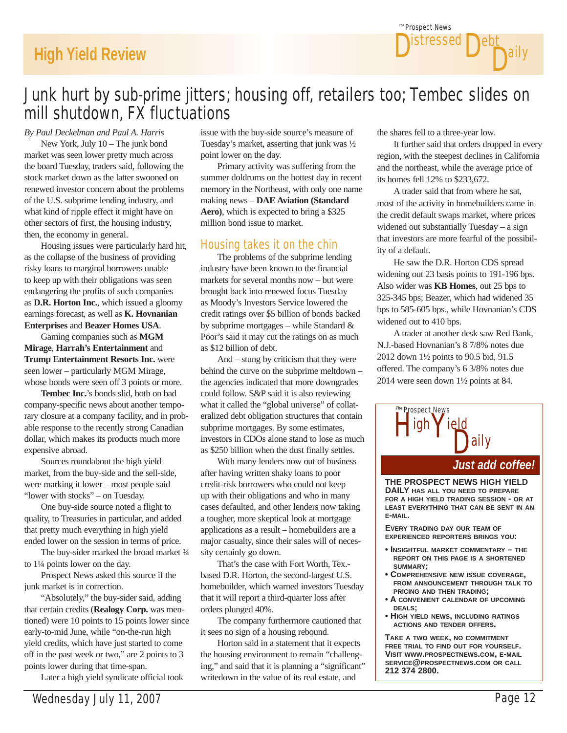# Junk hurt by sub-prime jitters; housing off, retailers too; Tembec slides on mill shutdown, FX fluctuations

*By Paul Deckelman and Paul A. Harris*

New York, July 10 – The junk bond market was seen lower pretty much across the board Tuesday, traders said, following the stock market down as the latter swooned on renewed investor concern about the problems of the U.S. subprime lending industry, and what kind of ripple effect it might have on other sectors of first, the housing industry, then, the economy in general.

Housing issues were particularly hard hit, as the collapse of the business of providing risky loans to marginal borrowers unable to keep up with their obligations was seen endangering the profits of such companies as **D.R. Horton Inc.**, which issued a gloomy earnings forecast, as well as **K. Hovnanian Enterprises** and **Beazer Homes USA**.

Gaming companies such as **MGM Mirage**, **Harrah's Entertainment** and **Trump Entertainment Resorts Inc.** were seen lower – particularly MGM Mirage, whose bonds were seen off 3 points or more.

**Tembec Inc.**'s bonds slid, both on bad company-specific news about another temporary closure at a company facility, and in probable response to the recently strong Canadian dollar, which makes its products much more expensive abroad.

Sources roundabout the high yield market, from the buy-side and the sell-side, were marking it lower – most people said "lower with stocks" – on Tuesday.

One buy-side source noted a flight to quality, to Treasuries in particular, and added that pretty much everything in high yield ended lower on the session in terms of price.

The buy-sider marked the broad market ¾ to 1¼ points lower on the day.

Prospect News asked this source if the junk market is in correction.

"Absolutely," the buy-sider said, adding that certain credits (**Realogy Corp.** was mentioned) were 10 points to 15 points lower since early-to-mid June, while "on-the-run high yield credits, which have just started to come off in the past week or two," are 2 points to 3 points lower during that time-span.

Later a high yield syndicate official took issue with the buy-side source's measure of Tuesday's market, asserting that junk was ½ point lower on the day.

Primary activity was suffering from the summer doldrums on the hottest day in recent memory in the Northeast, with only one name making news – **DAE Aviation (Standard Aero)**, which is expected to bring a $325 million bond issue to market.

## Housing takes it on the chin

The problems of the subprime lending industry have been known to the financial markets for several months now – but were brought back into renewed focus Tuesday as Moody's Investors Service lowered the credit ratings over $5 billion of bonds backed by subprime mortgages – while Standard & Poor's said it may cut the ratings on as much as $12 billion of debt.

And – stung by criticism that they were behind the curve on the subprime meltdown – the agencies indicated that more downgrades could follow. S&P said it is also reviewing what it called the "global universe" of collateralized debt obligation structures that contain subprime mortgages. By some estimates, investors in CDOs alone stand to lose as much as $250 billion when the dust finally settles.

With many lenders now out of business after having written shaky loans to poor credit-risk borrowers who could not keep up with their obligations and who in many cases defaulted, and other lenders now taking a tougher, more skeptical look at mortgage applications as a result – homebuilders are a major casualty, since their sales will of necessity certainly go down.

That's the case with Fort Worth, Tex.-based D.R. Horton, the second-largest U.S. homebuilder, which warned investors Tuesday that it will report a third-quarter loss after orders plunged 40%.

The company furthermore cautioned that it sees no sign of a housing rebound.

Horton said in a statement that it expects the housing environment to remain "challenging," and said that it is planning a "significant" writedown in the value of its real estate, and the shares fell to a three-year low.

It further said that orders dropped in every region, with the steepest declines in California and the northeast, while the average price of its homes fell 12% to $233,672.

A trader said that from where he sat, most of the activity in homebuilders came in the credit default swaps market, where prices widened out substantially Tuesday – a sign that investors are more fearful of the possibility of a default.

He saw the D.R. Horton CDS spread widening out 23 basis points to 191-196 bps. Also wider was **KB Homes**, out 25 bps to 325-345 bps; Beazer, which had widened 35 bps to 585-605 bps., while Hovnanian's CDS widened out to 410 bps.

A trader at another desk saw Red Bank, N.J.-based Hovnanian's 8 7/8% notes due 2012 down 1½ points to 90.5 bid, 91.5 offered. The company's 6 3/8% notes due 2014 were seen down 1½ points at 84.

---

**The Prospect News High Yield Daily**

**Just add coffee!**

**THE PROSPECT NEWS HIGH YIELD DAILY HAS ALL YOU NEED TO PREPARE FOR A HIGH YIELD TRADING SESSION - OR AT LEAST EVERYTHING THAT CAN BE SENT IN AN E-MAIL.**

**EVERY TRADING DAY OUR TEAM OF EXPERIENCED REPORTERS BRINGS YOU:**

- **INSIGHTFUL MARKET COMMENTARY – THE REPORT ON THIS PAGE IS A SHORTENED SUMMARY;**
- **COMPREHENSIVE NEW ISSUE COVERAGE, FROM ANNOUNCEMENT THROUGH TALK TO PRICING AND THEN TRADING;**
- **A CONVENIENT CALENDAR OF UPCOMING DEALS;**
- **HIGH YIELD NEWS, INCLUDING RATINGS ACTIONS AND TENDER OFFERS.**

**TAKE A TWO WEEK, NO COMMITMENT FREE TRIAL TO FIND OUT FOR YOURSELF. VISIT WWW.PROSPECTNEWS.COM, E-MAIL SERVICE@PROSPECTNEWS.COM OR CALL 212 374 2800.**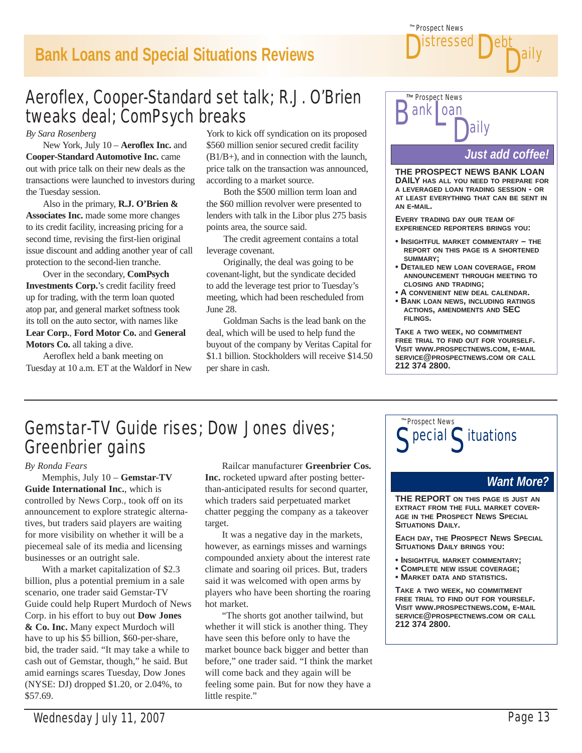## Bank Loans and Special Situations Reviews

# Aeroflex, Cooper-Standard set talk; R.J. O'Brien tweaks deal; ComPsych breaks

*By Sara Rosenberg*

New York, July 10 – **Aeroflex Inc.** and **Cooper-Standard Automotive Inc.** came out with price talk on their new deals as the transactions were launched to investors during the Tuesday session.

Also in the primary, **R.J. O'Brien & Associates Inc.** made some more changes to its credit facility, increasing pricing for a second time, revising the first-lien original issue discount and adding another year of call protection to the second-lien tranche.

Over in the secondary, **ComPsych Investments Corp.**'s credit facility freed up for trading, with the term loan quoted atop par, and general market softness took its toll on the auto sector, with names like **Lear Corp.**, **Ford Motor Co.** and **General Motors Co.** all taking a dive.

Aeroflex held a bank meeting on Tuesday at 10 a.m. ET at the Waldorf in New York to kick off syndication on its proposed $560 million senior secured credit facility (B1/B+), and in connection with the launch, price talk on the transaction was announced, according to a market source.

Both the $500 million term loan and the $60 million revolver were presented to lenders with talk in the Libor plus 275 basis points area, the source said.

The credit agreement contains a total leverage covenant.

Originally, the deal was going to be covenant-light, but the syndicate decided to add the leverage test prior to Tuesday's meeting, which had been rescheduled from June 28.

Goldman Sachs is the lead bank on the deal, which will be used to help fund the buyout of the company by Veritas Capital for $1.1 billion. Stockholders will receive $14.50 per share in cash.

**The Prospect News Bank Loan Daily**

***Just add coffee!***

**THE PROSPECT NEWS BANK LOAN DAILY** HAS ALL YOU NEED TO PREPARE FOR A LEVERAGED LOAN TRADING SESSION - OR AT LEAST EVERYTHING THAT CAN BE SENT IN AN E-MAIL.

EVERY TRADING DAY OUR TEAM OF EXPERIENCED REPORTERS BRINGS YOU:

- INSIGHTFUL MARKET COMMENTARY – THE REPORT ON THIS PAGE IS A SHORTENED SUMMARY;
- DETAILED NEW LOAN COVERAGE, FROM ANNOUNCEMENT THROUGH MEETING TO CLOSING AND TRADING;
- A CONVENIENT NEW DEAL CALENDAR.
- BANK LOAN NEWS, INCLUDING RATINGS ACTIONS, AMENDMENTS AND SEC FILINGS.

TAKE A TWO WEEK, NO COMMITMENT FREE TRIAL TO FIND OUT FOR YOURSELF. VISIT WWW.PROSPECTNEWS.COM, E-MAIL SERVICE@PROSPECTNEWS.COM OR CALL **212 374 2800.**

# Gemstar-TV Guide rises; Dow Jones dives; Greenbrier gains

*By Ronda Fears*

Memphis, July 10 – **Gemstar-TV Guide International Inc.**, which is controlled by News Corp., took off on its announcement to explore strategic alternatives, but traders said players are waiting for more visibility on whether it will be a piecemeal sale of its media and licensing businesses or an outright sale.

With a market capitalization of $2.3 billion, plus a potential premium in a sale scenario, one trader said Gemstar-TV Guide could help Rupert Murdoch of News Corp. in his effort to buy out **Dow Jones & Co. Inc.** Many expect Murdoch will have to up his $5 billion, $60-per-share, bid, the trader said. "It may take a while to cash out of Gemstar, though," he said. But amid earnings scares Tuesday, Dow Jones (NYSE: DJ) dropped $1.20, or 2.04%, to $57.69.

Railcar manufacturer **Greenbrier Cos. Inc.** rocketed upward after posting better-than-anticipated results for second quarter, which traders said perpetuated market chatter pegging the company as a takeover target.

It was a negative day in the markets, however, as earnings misses and warnings compounded anxiety about the interest rate climate and soaring oil prices. But, traders said it was welcomed with open arms by players who have been shorting the roaring hot market.

"The shorts got another tailwind, but whether it will stick is another thing. They have seen this before only to have the market bounce back bigger and better than before," one trader said. "I think the market will come back and they again will be feeling some pain. But for now they have a little respite."

**The Prospect News Special Situations**

***Want More?***

**THE REPORT** ON THIS PAGE IS JUST AN EXTRACT FROM THE FULL MARKET COVERAGE IN THE PROSPECT NEWS SPECIAL SITUATIONS DAILY.

EACH DAY, THE PROSPECT NEWS SPECIAL SITUATIONS DAILY BRINGS YOU:

- INSIGHTFUL MARKET COMMENTARY;
- COMPLETE NEW ISSUE COVERAGE;
- MARKET DATA AND STATISTICS.

TAKE A TWO WEEK, NO COMMITMENT FREE TRIAL TO FIND OUT FOR YOURSELF. VISIT WWW.PROSPECTNEWS.COM, E-MAIL SERVICE@PROSPECTNEWS.COM OR CALL **212 374 2800.**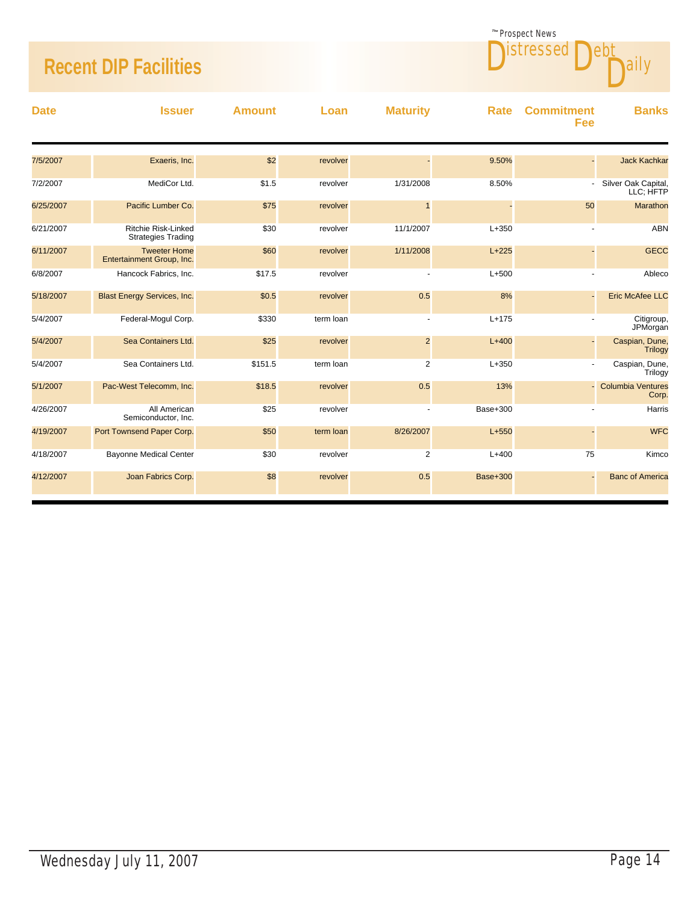## Recent DIP Facilities

| Date | Issuer | Amount | Loan | Maturity | Rate | Commitment Fee | Banks |
|---|---|---|---|---|---|---|---|
| 7/5/2007 | Exaeris, Inc. | $2 | revolver | - | 9.50% | - | Jack Kachkar |
| 7/2/2007 | MediCor Ltd. | $1.5 | revolver | 1/31/2008 | 8.50% | - | Silver Oak Capital, LLC; HFTP |
| 6/25/2007 | Pacific Lumber Co. | $75 | revolver | 1 | - | 50 | Marathon |
| 6/21/2007 | Ritchie Risk-Linked Strategies Trading | $30 | revolver | 11/1/2007 | L+350 | - | ABN |
| 6/11/2007 | Tweeter Home Entertainment Group, Inc. | $60 | revolver | 1/11/2008 | L+225 | - | GECC |
| 6/8/2007 | Hancock Fabrics, Inc. | $17.5 | revolver | - | L+500 | - | Ableco |
| 5/18/2007 | Blast Energy Services, Inc. | $0.5 | revolver | 0.5 | 8% | - | Eric McAfee LLC |
| 5/4/2007 | Federal-Mogul Corp. | $330 | term loan | - | L+175 | - | Citigroup, JPMorgan |
| 5/4/2007 | Sea Containers Ltd. | $25 | revolver | 2 | L+400 | - | Caspian, Dune, Trilogy |
| 5/4/2007 | Sea Containers Ltd. | $151.5 | term loan | 2 | L+350 | - | Caspian, Dune, Trilogy |
| 5/1/2007 | Pac-West Telecomm, Inc. | $18.5 | revolver | 0.5 | 13% | - | Columbia Ventures Corp. |
| 4/26/2007 | All American Semiconductor, Inc. | $25 | revolver | - | Base+300 | - | Harris |
| 4/19/2007 | Port Townsend Paper Corp. | $50 | term loan | 8/26/2007 | L+550 | - | WFC |
| 4/18/2007 | Bayonne Medical Center | $30 | revolver | 2 | L+400 | 75 | Kimco |
| 4/12/2007 | Joan Fabrics Corp. | $8 | revolver | 0.5 | Base+300 | - | Banc of America |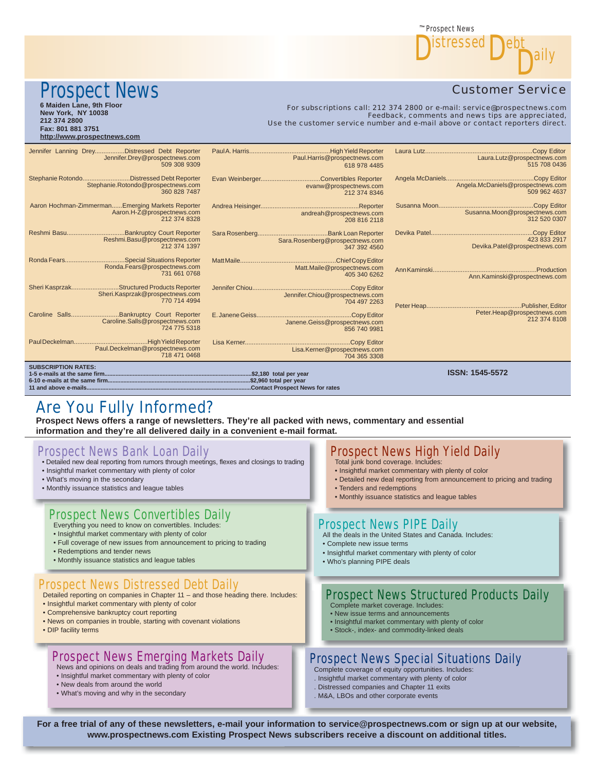™ Prospect News

Distressed Debt Daily

# Prospect News

**6 Maiden Lane, 9th Floor**
**New York, NY 10038**
**212 374 2800**
**Fax: 801 881 3751**
**http://www.prospectnews.com**

## Customer Service

For subscriptions call: 212 374 2800 or e-mail: service@prospectnews.com
Feedback, comments and news tips are appreciated,
Use the customer service number and e-mail above or contact reporters direct.

Jennifer Lanning Drey.................Distressed Debt Reporter
Jennifer.Drey@prospectnews.com
509 308 9309

Stephanie Rotondo...........................Distressed Debt Reporter
Stephanie.Rotondo@prospectnews.com
360 828 7487

Aaron Hochman-Zimmerman......Emerging Markets Reporter
Aaron.H-Z@prospectnews.com
212 374 8328

Reshmi Basu................................Bankruptcy Court Reporter
Reshmi.Basu@prospectnews.com
212 374 1397

Ronda Fears..................................Special Situations Reporter
Ronda.Fears@prospectnews.com
731 661 0768

Sheri Kasprzak...........................Structured Products Reporter
Sheri.Kasprzak@prospectnews.com
770 714 4994

Caroline Salls...........................Bankruptcy Court Reporter
Caroline.Salls@prospectnews.com
724 775 5318

Paul Deckelman..........................................High Yield Reporter
Paul.Deckelman@prospectnews.com
718 471 0468

Paul A. Harris..............................................High Yield Reporter
Paul.Harris@prospectnews.com
618 978 4485

Evan Weinberger.................................Convertibles Reporter
evanw@prospectnews.com
212 374 8346

Andrea Heisinger........................................................Reporter
andreah@prospectnews.com
208 816 2118

Sara Rosenberg........................................Bank Loan Reporter
Sara.Rosenberg@prospectnews.com
347 392 4560

Matt Maile.........................................................Chief Copy Editor
Matt.Maile@prospectnews.com
405 340 6262

Jennifer Chiou........................................................Copy Editor
Jennifer.Chiou@prospectnews.com
704 497 2263

E. Janene Geiss......................................................Copy Editor
Janene.Geiss@prospectnews.com
856 740 9981

Lisa Kerner............................................................Copy Editor
Lisa.Kerner@prospectnews.com
704 365 3308

Laura Lutz.............................................................Copy Editor
Laura.Lutz@prospectnews.com
515 708 0436

Angela McDaniels..................................................Copy Editor
Angela.McDaniels@prospectnews.com
509 962 4637

Susanna Moon......................................................Copy Editor
Susanna.Moon@prospectnews.com
312 520 0307

Devika Patel..........................................................Copy Editor
423 833 2917
Devika.Patel@prospectnews.com

Ann Kaminski...........................................................Production
Ann.Kaminski@prospectnews.com

Peter Heap......................................................Publisher, Editor
Peter.Heap@prospectnews.com
212 374 8108

**SUBSCRIPTION RATES:**
**1-5 e-mails at the same firm..........................................................................................$2,180 total per year**
**6-10 e-mails at the same firm........................................................................................$2,960 total per year**
**11 and above e-mails......................................................................................................Contact Prospect News for rates**

**ISSN: 1545-5572**

# Are You Fully Informed?

**Prospect News offers a range of newsletters. They're all packed with news, commentary and essential information and they're all delivered daily in a convenient e-mail format.**

## Prospect News Bank Loan Daily

- Detailed new deal reporting from rumors through meetings, flexes and closings to trading
- Insightful market commentary with plenty of color
- What's moving in the secondary
- Monthly issuance statistics and league tables

## Prospect News High Yield Daily

Total junk bond coverage. Includes:

- Insightful market commentary with plenty of color
- Detailed new deal reporting from announcement to pricing and trading
- Tenders and redemptions
- Monthly issuance statistics and league tables

## Prospect News Convertibles Daily

Everything you need to know on convertibles. Includes:

- Insightful market commentary with plenty of color
- Full coverage of new issues from announcement to pricing to trading
- Redemptions and tender news
- Monthly issuance statistics and league tables

## Prospect News PIPE Daily

All the deals in the United States and Canada. Includes:

- Complete new issue terms
- Insightful market commentary with plenty of color
- Who's planning PIPE deals

## Prospect News Distressed Debt Daily

Detailed reporting on companies in Chapter 11 – and those heading there. Includes:

- Insightful market commentary with plenty of color
- Comprehensive bankruptcy court reporting
- News on companies in trouble, starting with covenant violations
- DIP facility terms

## Prospect News Structured Products Daily

Complete market coverage. Includes:

- New issue terms and announcements
- Insightful market commentary with plenty of color
- Stock-, index- and commodity-linked deals

## Prospect News Emerging Markets Daily

News and opinions on deals and trading from around the world. Includes:

- Insightful market commentary with plenty of color
- New deals from around the world
- What's moving and why in the secondary

## Prospect News Special Situations Daily

Complete coverage of equity opportunities. Includes:

. Insightful market commentary with plenty of color
. Distressed companies and Chapter 11 exits
. M&A, LBOs and other corporate events

**For a free trial of any of these newsletters, e-mail your information to service@prospectnews.com or sign up at our website, www.prospectnews.com Existing Prospect News subscribers receive a discount on additional titles.**